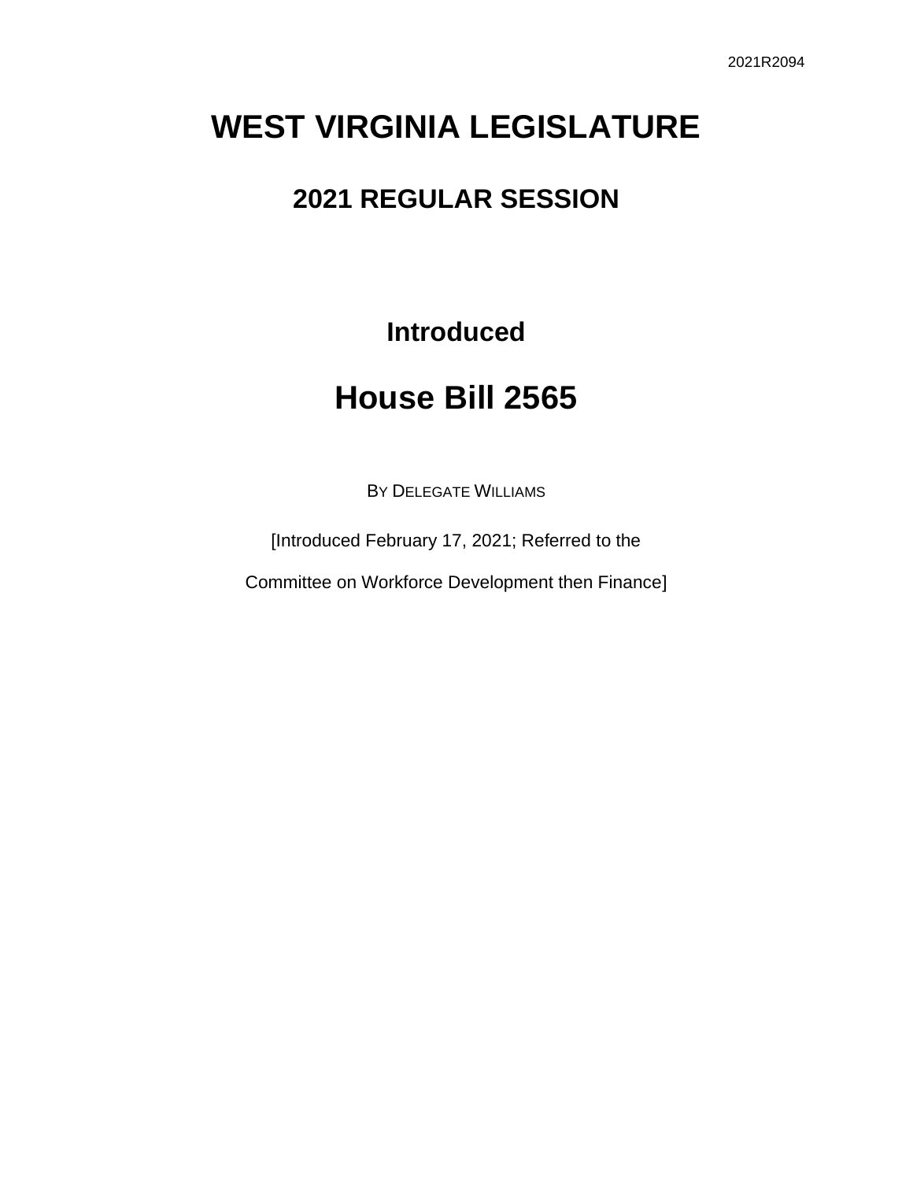2021R2094

# WEST VIRGINIA LEGISLATURE

## 2021 REGULAR SESSION

### Introduced

# House Bill 2565

BY DELEGATE WILLIAMS

[Introduced February 17, 2021; Referred to the

Committee on Workforce Development then Finance]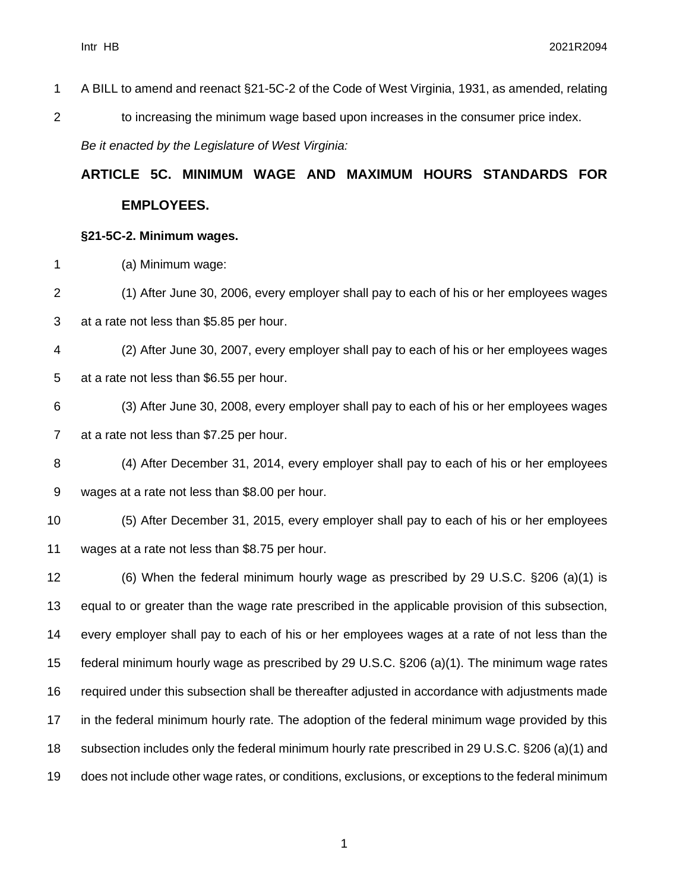A BILL to amend and reenact §21-5C-2 of the Code of West Virginia, 1931, as amended, relating to increasing the minimum wage based upon increases in the consumer price index.

*Be it enacted by the Legislature of West Virginia:*

## ARTICLE 5C. MINIMUM WAGE AND MAXIMUM HOURS STANDARDS FOR EMPLOYEES.

### §21-5C-2. Minimum wages.

(a) Minimum wage:

(1) After June 30, 2006, every employer shall pay to each of his or her employees wages at a rate not less than $5.85 per hour.

(2) After June 30, 2007, every employer shall pay to each of his or her employees wages at a rate not less than $6.55 per hour.

(3) After June 30, 2008, every employer shall pay to each of his or her employees wages at a rate not less than $7.25 per hour.

(4) After December 31, 2014, every employer shall pay to each of his or her employees wages at a rate not less than $8.00 per hour.

(5) After December 31, 2015, every employer shall pay to each of his or her employees wages at a rate not less than $8.75 per hour.

(6) When the federal minimum hourly wage as prescribed by 29 U.S.C. §206 (a)(1) is equal to or greater than the wage rate prescribed in the applicable provision of this subsection, every employer shall pay to each of his or her employees wages at a rate of not less than the federal minimum hourly wage as prescribed by 29 U.S.C. §206 (a)(1). The minimum wage rates required under this subsection shall be thereafter adjusted in accordance with adjustments made in the federal minimum hourly rate. The adoption of the federal minimum wage provided by this subsection includes only the federal minimum hourly rate prescribed in 29 U.S.C. §206 (a)(1) and does not include other wage rates, or conditions, exclusions, or exceptions to the federal minimum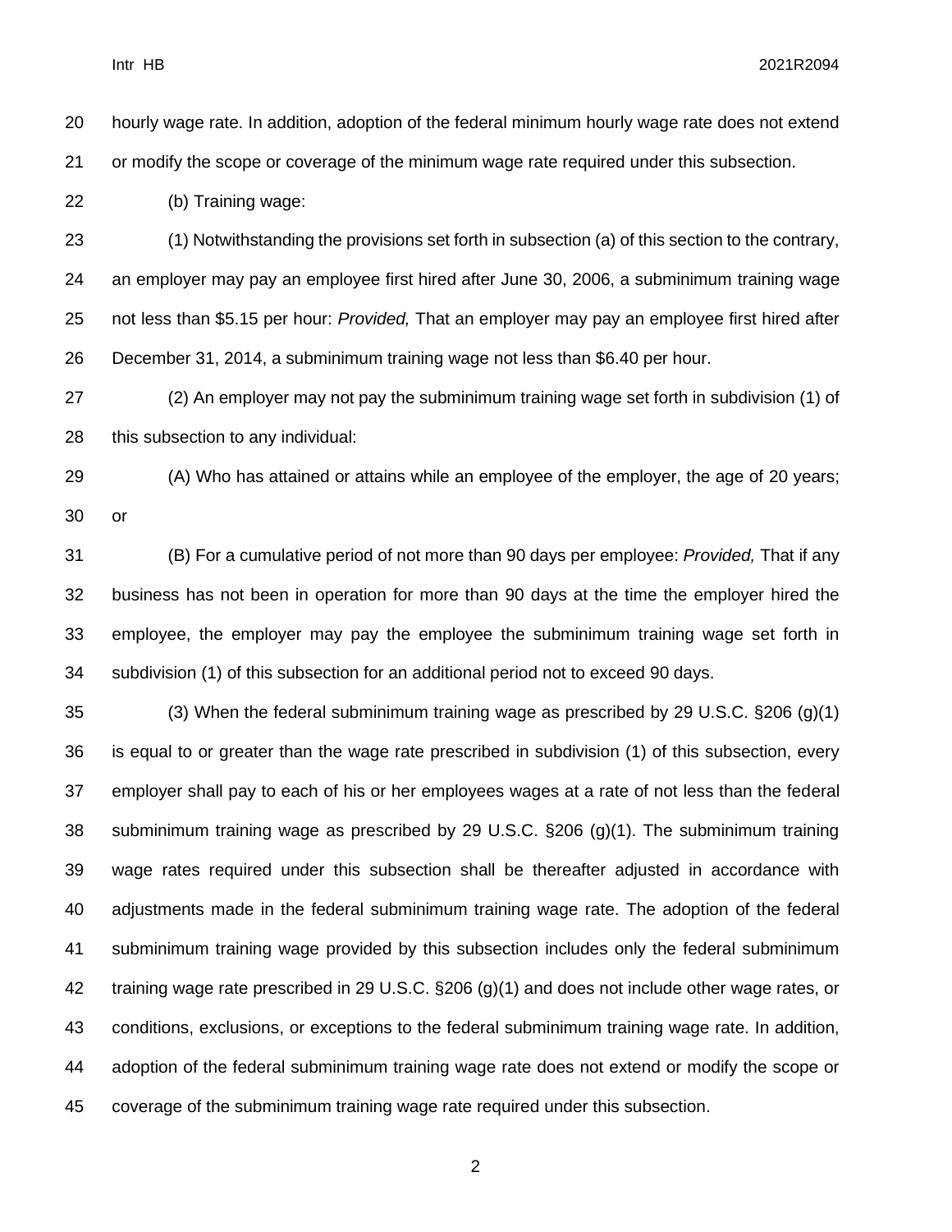hourly wage rate. In addition, adoption of the federal minimum hourly wage rate does not extend or modify the scope or coverage of the minimum wage rate required under this subsection.

(b) Training wage:

(1) Notwithstanding the provisions set forth in subsection (a) of this section to the contrary, an employer may pay an employee first hired after June 30, 2006, a subminimum training wage not less than $5.15 per hour: *Provided,* That an employer may pay an employee first hired after December 31, 2014, a subminimum training wage not less than $6.40 per hour.

(2) An employer may not pay the subminimum training wage set forth in subdivision (1) of this subsection to any individual:

(A) Who has attained or attains while an employee of the employer, the age of 20 years; or

(B) For a cumulative period of not more than 90 days per employee: *Provided,* That if any business has not been in operation for more than 90 days at the time the employer hired the employee, the employer may pay the employee the subminimum training wage set forth in subdivision (1) of this subsection for an additional period not to exceed 90 days.

(3) When the federal subminimum training wage as prescribed by 29 U.S.C. §206 (g)(1) is equal to or greater than the wage rate prescribed in subdivision (1) of this subsection, every employer shall pay to each of his or her employees wages at a rate of not less than the federal subminimum training wage as prescribed by 29 U.S.C. §206 (g)(1). The subminimum training wage rates required under this subsection shall be thereafter adjusted in accordance with adjustments made in the federal subminimum training wage rate. The adoption of the federal subminimum training wage provided by this subsection includes only the federal subminimum training wage rate prescribed in 29 U.S.C. §206 (g)(1) and does not include other wage rates, or conditions, exclusions, or exceptions to the federal subminimum training wage rate. In addition, adoption of the federal subminimum training wage rate does not extend or modify the scope or coverage of the subminimum training wage rate required under this subsection.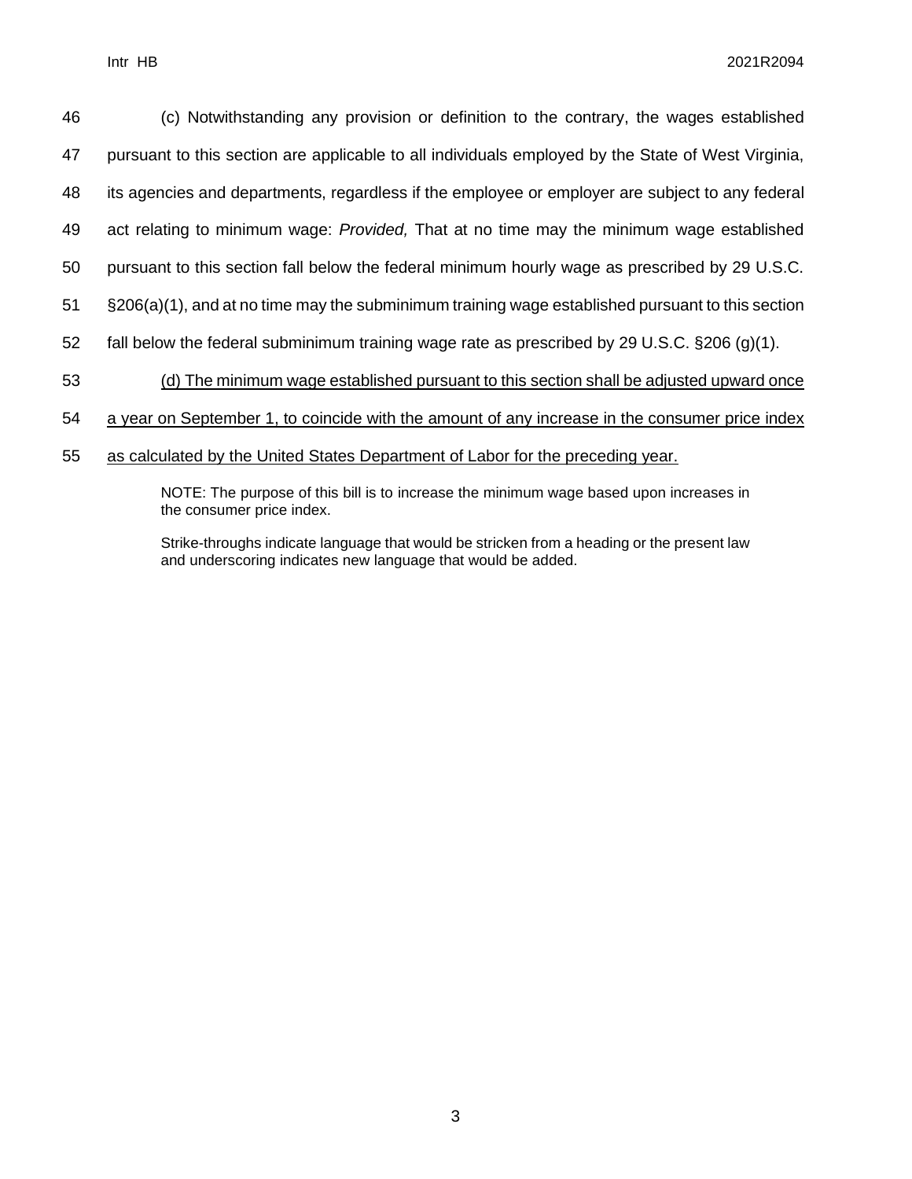(c) Notwithstanding any provision or definition to the contrary, the wages established pursuant to this section are applicable to all individuals employed by the State of West Virginia, its agencies and departments, regardless if the employee or employer are subject to any federal act relating to minimum wage: *Provided,* That at no time may the minimum wage established pursuant to this section fall below the federal minimum hourly wage as prescribed by 29 U.S.C. §206(a)(1), and at no time may the subminimum training wage established pursuant to this section fall below the federal subminimum training wage rate as prescribed by 29 U.S.C. §206 (g)(1).

<u>(d) The minimum wage established pursuant to this section shall be adjusted upward once a year on September 1, to coincide with the amount of any increase in the consumer price index as calculated by the United States Department of Labor for the preceding year.</u>

NOTE: The purpose of this bill is to increase the minimum wage based upon increases in the consumer price index.

Strike-throughs indicate language that would be stricken from a heading or the present law and underscoring indicates new language that would be added.